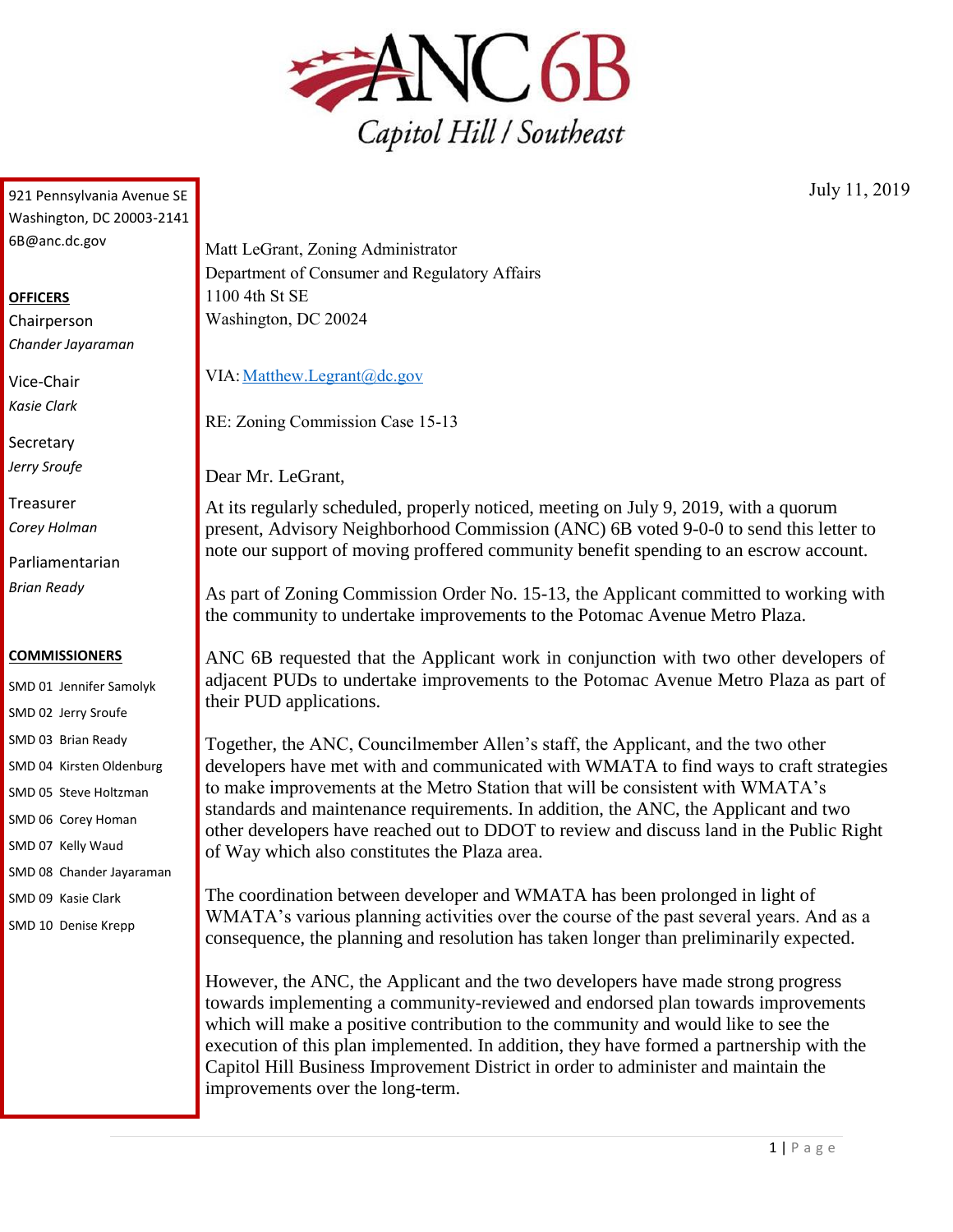# ANC 6B

Capitol Hill / Southeast

921 Pennsylvania Avenue SE
Washington, DC 20003-2141
6B@anc.dc.gov

**OFFICERS**

Chairperson
*Chander Jayaraman*

Vice-Chair
*Kasie Clark*

Secretary
*Jerry Sroufe*

Treasurer
*Corey Holman*

Parliamentarian
*Brian Ready*

**COMMISSIONERS**

SMD 01 Jennifer Samolyk
SMD 02 Jerry Sroufe
SMD 03 Brian Ready
SMD 04 Kirsten Oldenburg
SMD 05 Steve Holtzman
SMD 06 Corey Homan
SMD 07 Kelly Waud
SMD 08 Chander Jayaraman
SMD 09 Kasie Clark
SMD 10 Denise Krepp

July 11, 2019

Matt LeGrant, Zoning Administrator
Department of Consumer and Regulatory Affairs
1100 4th St SE
Washington, DC 20024

VIA: Matthew.Legrant@dc.gov

RE: Zoning Commission Case 15-13

Dear Mr. LeGrant,

At its regularly scheduled, properly noticed, meeting on July 9, 2019, with a quorum present, Advisory Neighborhood Commission (ANC) 6B voted 9-0-0 to send this letter to note our support of moving proffered community benefit spending to an escrow account.

As part of Zoning Commission Order No. 15-13, the Applicant committed to working with the community to undertake improvements to the Potomac Avenue Metro Plaza.

ANC 6B requested that the Applicant work in conjunction with two other developers of adjacent PUDs to undertake improvements to the Potomac Avenue Metro Plaza as part of their PUD applications.

Together, the ANC, Councilmember Allen's staff, the Applicant, and the two other developers have met with and communicated with WMATA to find ways to craft strategies to make improvements at the Metro Station that will be consistent with WMATA's standards and maintenance requirements. In addition, the ANC, the Applicant and two other developers have reached out to DDOT to review and discuss land in the Public Right of Way which also constitutes the Plaza area.

The coordination between developer and WMATA has been prolonged in light of WMATA's various planning activities over the course of the past several years. And as a consequence, the planning and resolution has taken longer than preliminarily expected.

However, the ANC, the Applicant and the two developers have made strong progress towards implementing a community-reviewed and endorsed plan towards improvements which will make a positive contribution to the community and would like to see the execution of this plan implemented. In addition, they have formed a partnership with the Capitol Hill Business Improvement District in order to administer and maintain the improvements over the long-term.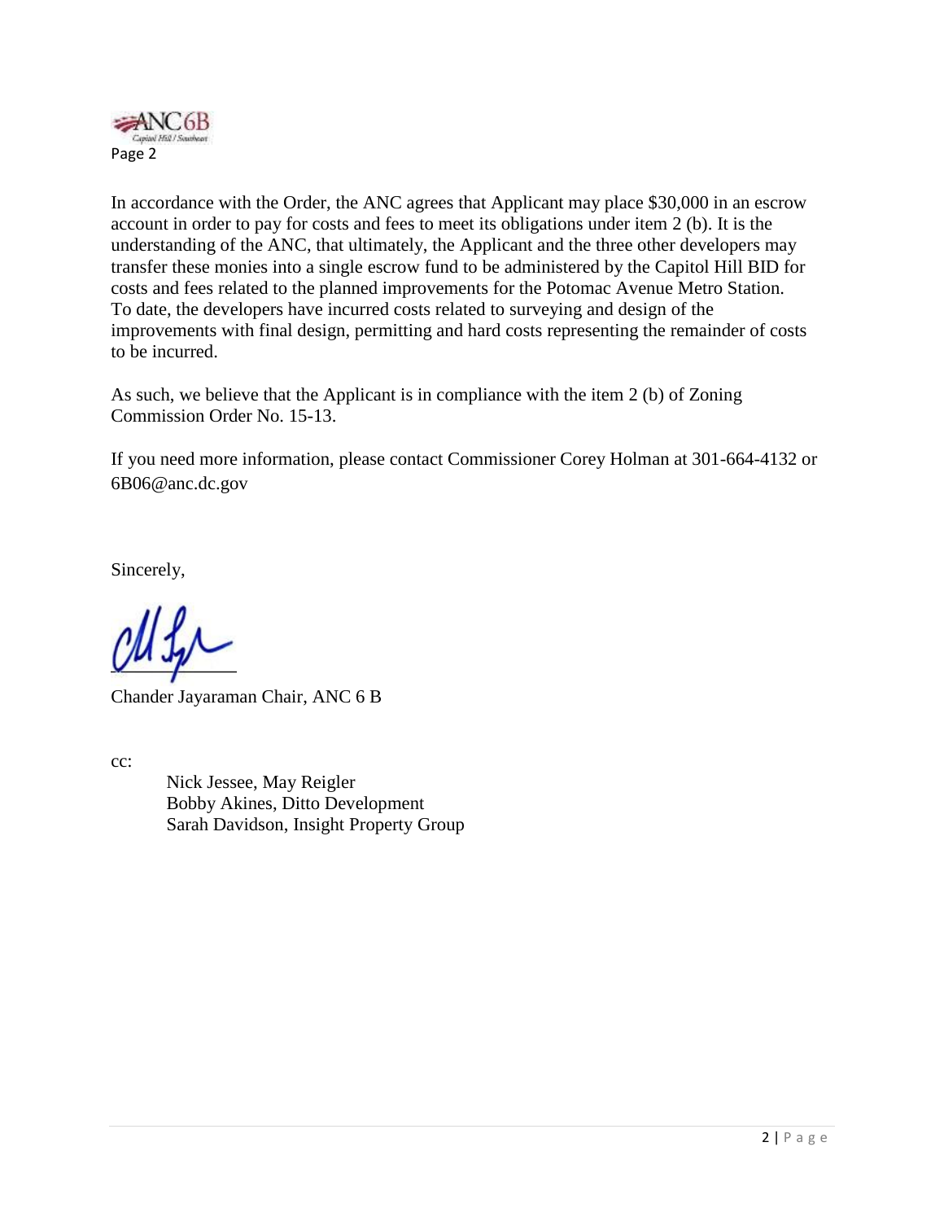In accordance with the Order, the ANC agrees that Applicant may place $30,000 in an escrow account in order to pay for costs and fees to meet its obligations under item 2 (b). It is the understanding of the ANC, that ultimately, the Applicant and the three other developers may transfer these monies into a single escrow fund to be administered by the Capitol Hill BID for costs and fees related to the planned improvements for the Potomac Avenue Metro Station. To date, the developers have incurred costs related to surveying and design of the improvements with final design, permitting and hard costs representing the remainder of costs to be incurred.

As such, we believe that the Applicant is in compliance with the item 2 (b) of Zoning Commission Order No. 15-13.

If you need more information, please contact Commissioner Corey Holman at 301-664-4132 or 6B06@anc.dc.gov

Sincerely,

Chander Jayaraman Chair, ANC 6 B

cc:

Nick Jessee, May Reigler
Bobby Akines, Ditto Development
Sarah Davidson, Insight Property Group